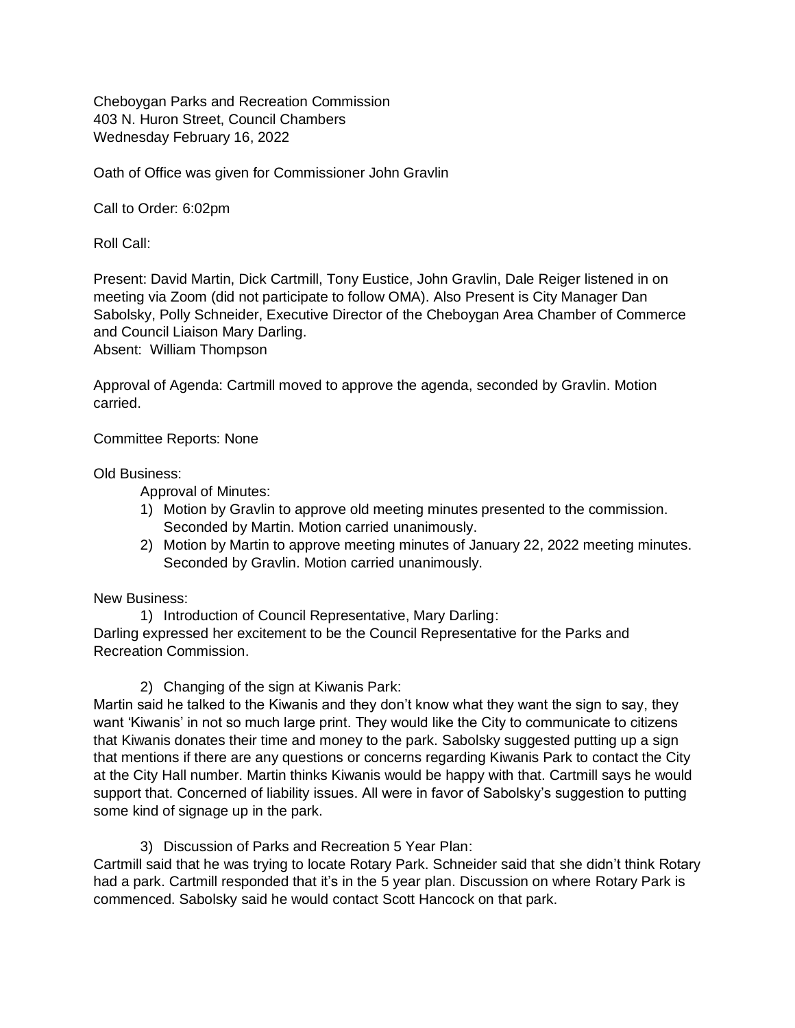Cheboygan Parks and Recreation Commission
403 N. Huron Street, Council Chambers
Wednesday February 16, 2022

Oath of Office was given for Commissioner John Gravlin

Call to Order: 6:02pm

Roll Call:

Present: David Martin, Dick Cartmill, Tony Eustice, John Gravlin, Dale Reiger listened in on meeting via Zoom (did not participate to follow OMA). Also Present is City Manager Dan Sabolsky, Polly Schneider, Executive Director of the Cheboygan Area Chamber of Commerce and Council Liaison Mary Darling.
Absent: William Thompson

Approval of Agenda: Cartmill moved to approve the agenda, seconded by Gravlin. Motion carried.

Committee Reports: None

Old Business:

Approval of Minutes:

1) Motion by Gravlin to approve old meeting minutes presented to the commission. Seconded by Martin. Motion carried unanimously.
2) Motion by Martin to approve meeting minutes of January 22, 2022 meeting minutes. Seconded by Gravlin. Motion carried unanimously.

New Business:

1) Introduction of Council Representative, Mary Darling:

Darling expressed her excitement to be the Council Representative for the Parks and Recreation Commission.

2) Changing of the sign at Kiwanis Park:

Martin said he talked to the Kiwanis and they don't know what they want the sign to say, they want 'Kiwanis' in not so much large print. They would like the City to communicate to citizens that Kiwanis donates their time and money to the park. Sabolsky suggested putting up a sign that mentions if there are any questions or concerns regarding Kiwanis Park to contact the City at the City Hall number. Martin thinks Kiwanis would be happy with that. Cartmill says he would support that. Concerned of liability issues. All were in favor of Sabolsky's suggestion to putting some kind of signage up in the park.

3) Discussion of Parks and Recreation 5 Year Plan:

Cartmill said that he was trying to locate Rotary Park. Schneider said that she didn't think Rotary had a park. Cartmill responded that it's in the 5 year plan. Discussion on where Rotary Park is commenced. Sabolsky said he would contact Scott Hancock on that park.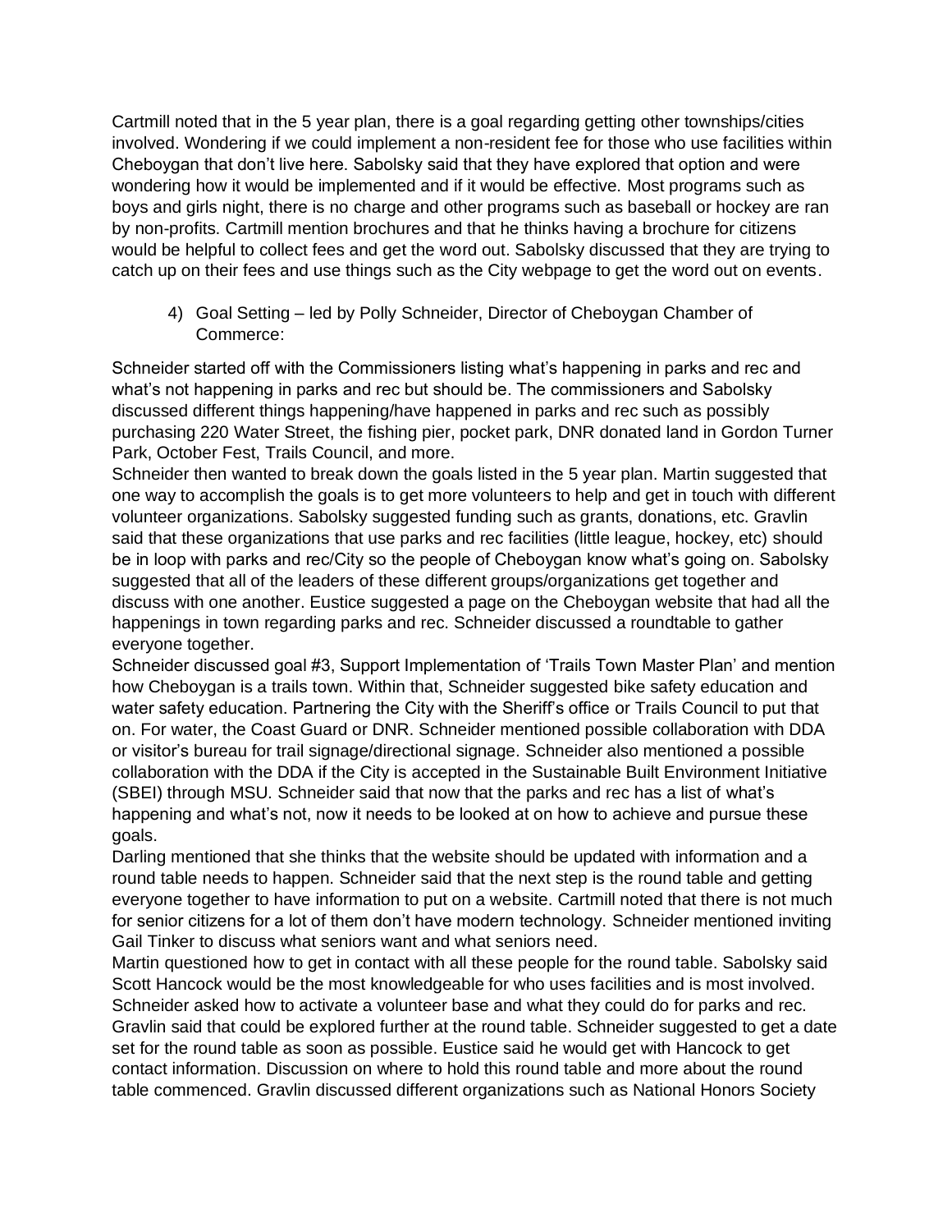Cartmill noted that in the 5 year plan, there is a goal regarding getting other townships/cities involved. Wondering if we could implement a non-resident fee for those who use facilities within Cheboygan that don't live here. Sabolsky said that they have explored that option and were wondering how it would be implemented and if it would be effective. Most programs such as boys and girls night, there is no charge and other programs such as baseball or hockey are ran by non-profits. Cartmill mention brochures and that he thinks having a brochure for citizens would be helpful to collect fees and get the word out. Sabolsky discussed that they are trying to catch up on their fees and use things such as the City webpage to get the word out on events.

4) Goal Setting – led by Polly Schneider, Director of Cheboygan Chamber of Commerce:

Schneider started off with the Commissioners listing what's happening in parks and rec and what's not happening in parks and rec but should be. The commissioners and Sabolsky discussed different things happening/have happened in parks and rec such as possibly purchasing 220 Water Street, the fishing pier, pocket park, DNR donated land in Gordon Turner Park, October Fest, Trails Council, and more.

Schneider then wanted to break down the goals listed in the 5 year plan. Martin suggested that one way to accomplish the goals is to get more volunteers to help and get in touch with different volunteer organizations. Sabolsky suggested funding such as grants, donations, etc. Gravlin said that these organizations that use parks and rec facilities (little league, hockey, etc) should be in loop with parks and rec/City so the people of Cheboygan know what's going on. Sabolsky suggested that all of the leaders of these different groups/organizations get together and discuss with one another. Eustice suggested a page on the Cheboygan website that had all the happenings in town regarding parks and rec. Schneider discussed a roundtable to gather everyone together.

Schneider discussed goal #3, Support Implementation of 'Trails Town Master Plan' and mention how Cheboygan is a trails town. Within that, Schneider suggested bike safety education and water safety education. Partnering the City with the Sheriff's office or Trails Council to put that on. For water, the Coast Guard or DNR. Schneider mentioned possible collaboration with DDA or visitor's bureau for trail signage/directional signage. Schneider also mentioned a possible collaboration with the DDA if the City is accepted in the Sustainable Built Environment Initiative (SBEI) through MSU. Schneider said that now that the parks and rec has a list of what's happening and what's not, now it needs to be looked at on how to achieve and pursue these goals.

Darling mentioned that she thinks that the website should be updated with information and a round table needs to happen. Schneider said that the next step is the round table and getting everyone together to have information to put on a website. Cartmill noted that there is not much for senior citizens for a lot of them don't have modern technology. Schneider mentioned inviting Gail Tinker to discuss what seniors want and what seniors need.

Martin questioned how to get in contact with all these people for the round table. Sabolsky said Scott Hancock would be the most knowledgeable for who uses facilities and is most involved. Schneider asked how to activate a volunteer base and what they could do for parks and rec. Gravlin said that could be explored further at the round table. Schneider suggested to get a date set for the round table as soon as possible. Eustice said he would get with Hancock to get contact information. Discussion on where to hold this round table and more about the round table commenced. Gravlin discussed different organizations such as National Honors Society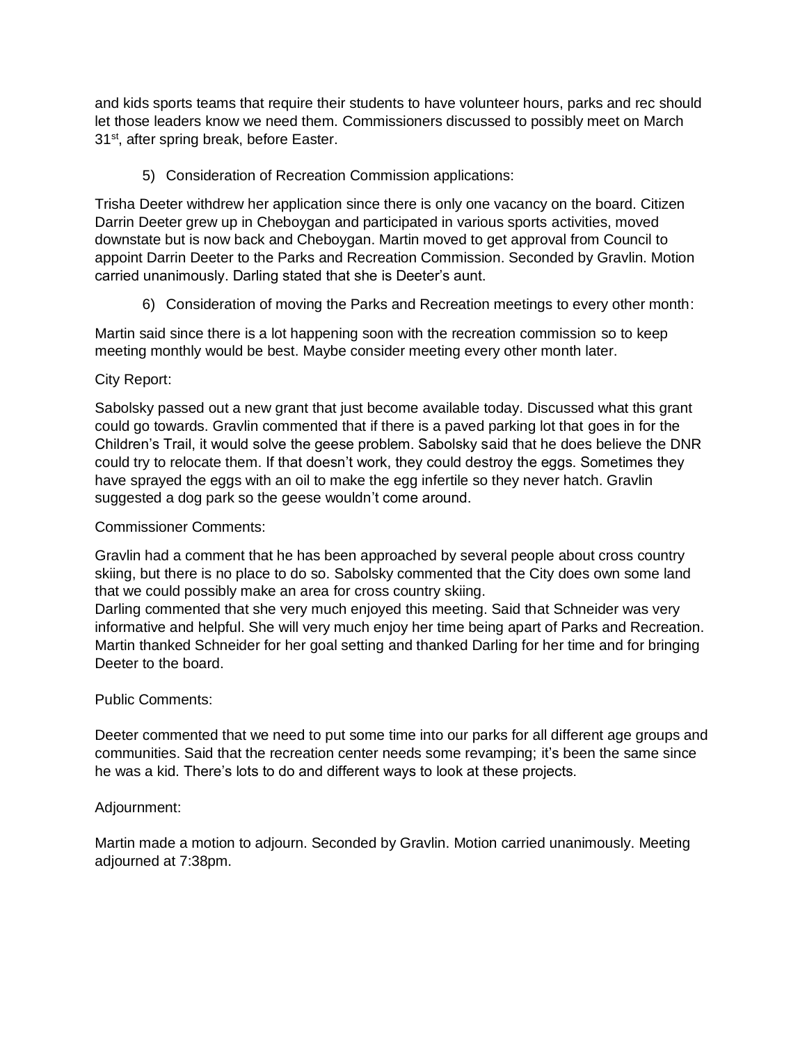and kids sports teams that require their students to have volunteer hours, parks and rec should let those leaders know we need them. Commissioners discussed to possibly meet on March 31st, after spring break, before Easter.

5) Consideration of Recreation Commission applications:

Trisha Deeter withdrew her application since there is only one vacancy on the board. Citizen Darrin Deeter grew up in Cheboygan and participated in various sports activities, moved downstate but is now back and Cheboygan. Martin moved to get approval from Council to appoint Darrin Deeter to the Parks and Recreation Commission. Seconded by Gravlin. Motion carried unanimously. Darling stated that she is Deeter's aunt.

6) Consideration of moving the Parks and Recreation meetings to every other month:

Martin said since there is a lot happening soon with the recreation commission so to keep meeting monthly would be best. Maybe consider meeting every other month later.

City Report:

Sabolsky passed out a new grant that just become available today. Discussed what this grant could go towards. Gravlin commented that if there is a paved parking lot that goes in for the Children's Trail, it would solve the geese problem. Sabolsky said that he does believe the DNR could try to relocate them. If that doesn't work, they could destroy the eggs. Sometimes they have sprayed the eggs with an oil to make the egg infertile so they never hatch. Gravlin suggested a dog park so the geese wouldn't come around.

Commissioner Comments:

Gravlin had a comment that he has been approached by several people about cross country skiing, but there is no place to do so. Sabolsky commented that the City does own some land that we could possibly make an area for cross country skiing.
Darling commented that she very much enjoyed this meeting. Said that Schneider was very informative and helpful. She will very much enjoy her time being apart of Parks and Recreation. Martin thanked Schneider for her goal setting and thanked Darling for her time and for bringing Deeter to the board.

Public Comments:

Deeter commented that we need to put some time into our parks for all different age groups and communities. Said that the recreation center needs some revamping; it's been the same since he was a kid. There's lots to do and different ways to look at these projects.

Adjournment:

Martin made a motion to adjourn. Seconded by Gravlin. Motion carried unanimously. Meeting adjourned at 7:38pm.